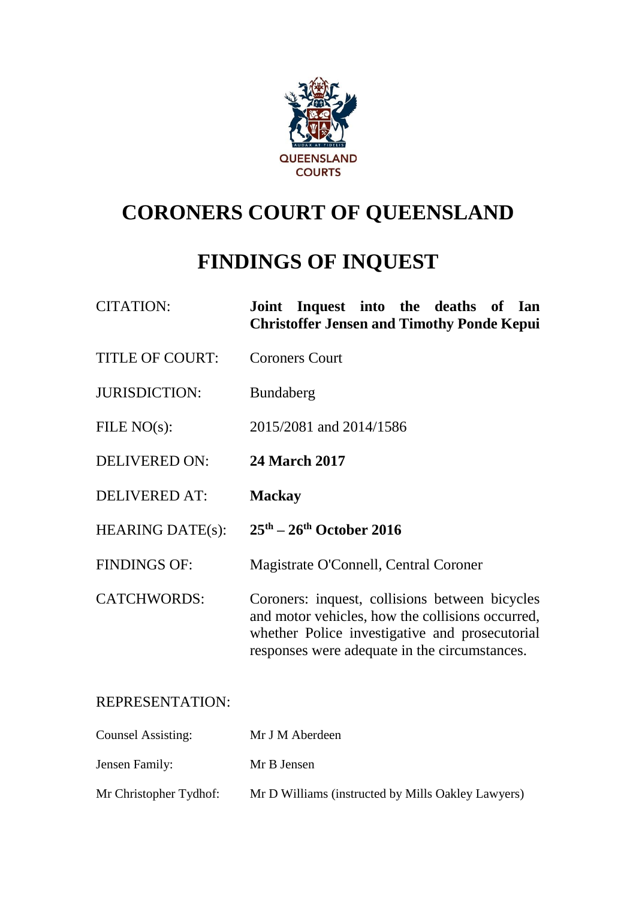QUEENSLAND COURTS

# CORONERS COURT OF QUEENSLAND

# FINDINGS OF INQUEST

| | |
|---|---|
| CITATION: | **Joint Inquest into the deaths of Ian Christoffer Jensen and Timothy Ponde Kepui** |
| TITLE OF COURT: | Coroners Court |
| JURISDICTION: | Bundaberg |
| FILE NO(s): | 2015/2081 and 2014/1586 |
| DELIVERED ON: | **24 March 2017** |
| DELIVERED AT: | **Mackay** |
| HEARING DATE(s): | **25th – 26th October 2016** |
| FINDINGS OF: | Magistrate O'Connell, Central Coroner |
| CATCHWORDS: | Coroners: inquest, collisions between bicycles and motor vehicles, how the collisions occurred, whether Police investigative and prosecutorial responses were adequate in the circumstances. |

REPRESENTATION:

| | |
|---|---|
| Counsel Assisting: | Mr J M Aberdeen |
| Jensen Family: | Mr B Jensen |
| Mr Christopher Tydhof: | Mr D Williams (instructed by Mills Oakley Lawyers) |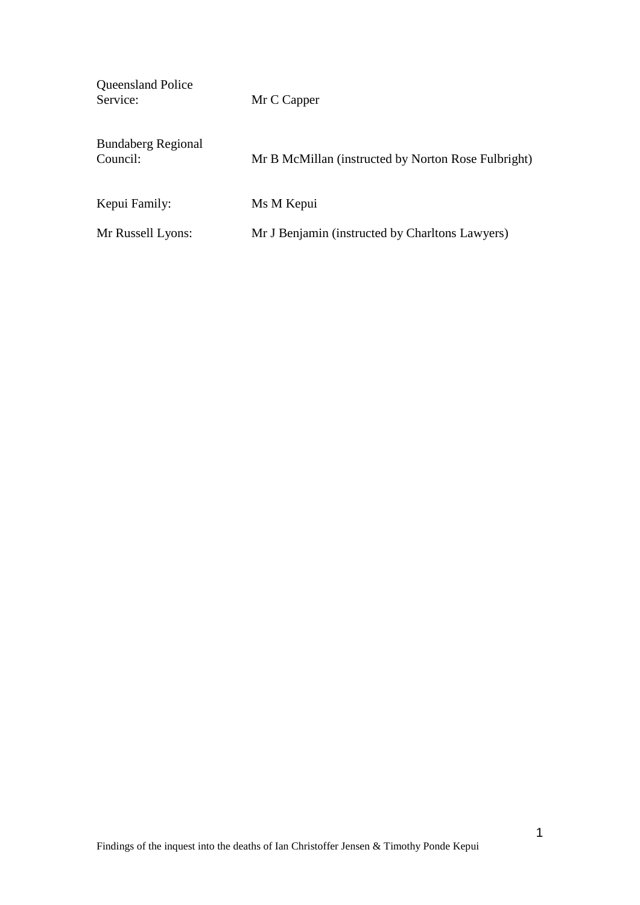| | |
|---|---|
| Queensland Police Service: | Mr C Capper |
| Bundaberg Regional Council: | Mr B McMillan (instructed by Norton Rose Fulbright) |
| Kepui Family: | Ms M Kepui |
| Mr Russell Lyons: | Mr J Benjamin (instructed by Charltons Lawyers) |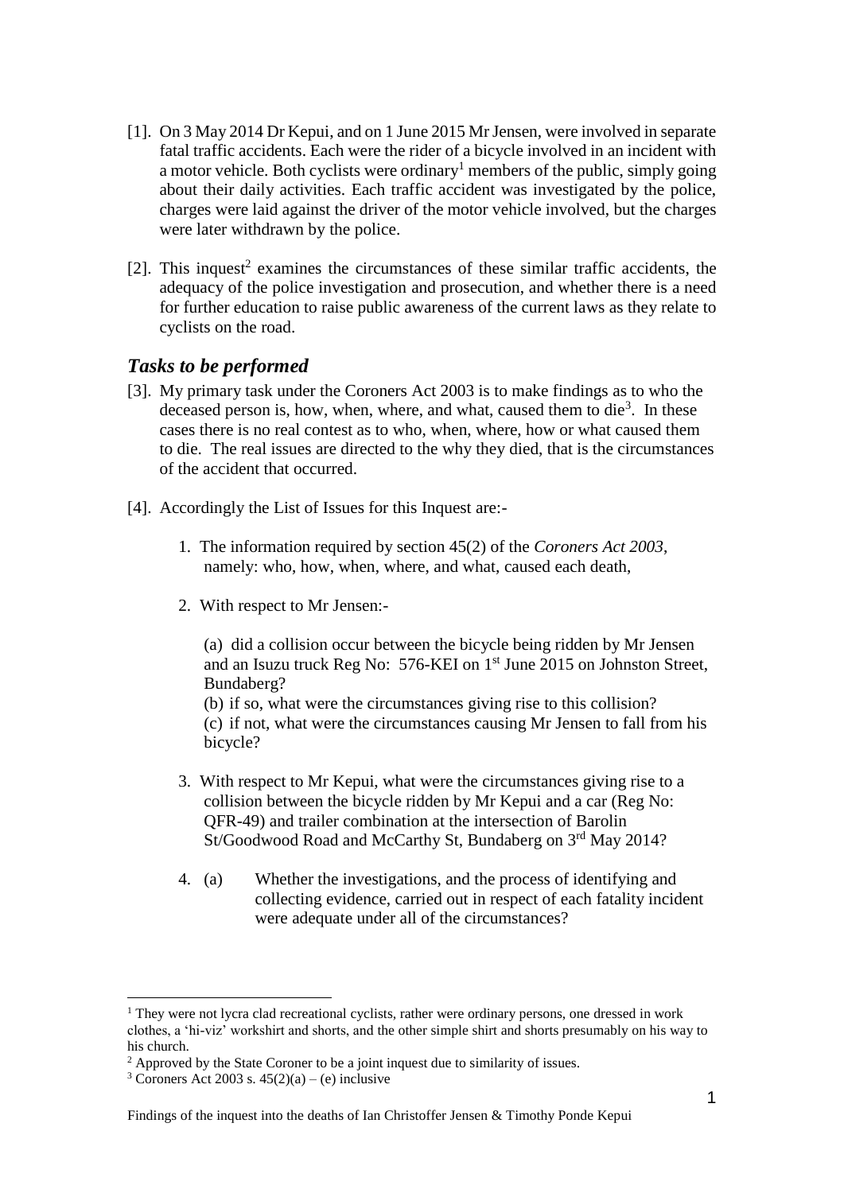[1]. On 3 May 2014 Dr Kepui, and on 1 June 2015 Mr Jensen, were involved in separate fatal traffic accidents. Each were the rider of a bicycle involved in an incident with a motor vehicle. Both cyclists were ordinary[1] members of the public, simply going about their daily activities. Each traffic accident was investigated by the police, charges were laid against the driver of the motor vehicle involved, but the charges were later withdrawn by the police.

[2]. This inquest[2] examines the circumstances of these similar traffic accidents, the adequacy of the police investigation and prosecution, and whether there is a need for further education to raise public awareness of the current laws as they relate to cyclists on the road.

## *Tasks to be performed*

[3]. My primary task under the Coroners Act 2003 is to make findings as to who the deceased person is, how, when, where, and what, caused them to die[3]. In these cases there is no real contest as to who, when, where, how or what caused them to die. The real issues are directed to the why they died, that is the circumstances of the accident that occurred.

[4]. Accordingly the List of Issues for this Inquest are:-

1. The information required by section 45(2) of the *Coroners Act 2003*, namely: who, how, when, where, and what, caused each death,

2. With respect to Mr Jensen:-

   (a) did a collision occur between the bicycle being ridden by Mr Jensen and an Isuzu truck Reg No: 576-KEI on 1st June 2015 on Johnston Street, Bundaberg?

   (b) if so, what were the circumstances giving rise to this collision?

   (c) if not, what were the circumstances causing Mr Jensen to fall from his bicycle?

3. With respect to Mr Kepui, what were the circumstances giving rise to a collision between the bicycle ridden by Mr Kepui and a car (Reg No: QFR-49) and trailer combination at the intersection of Barolin St/Goodwood Road and McCarthy St, Bundaberg on 3rd May 2014?

4. (a) Whether the investigations, and the process of identifying and collecting evidence, carried out in respect of each fatality incident were adequate under all of the circumstances?

---

[1] They were not lycra clad recreational cyclists, rather were ordinary persons, one dressed in work clothes, a 'hi-viz' workshirt and shorts, and the other simple shirt and shorts presumably on his way to his church.

[2] Approved by the State Coroner to be a joint inquest due to similarity of issues.

[3] Coroners Act 2003 s. 45(2)(a) – (e) inclusive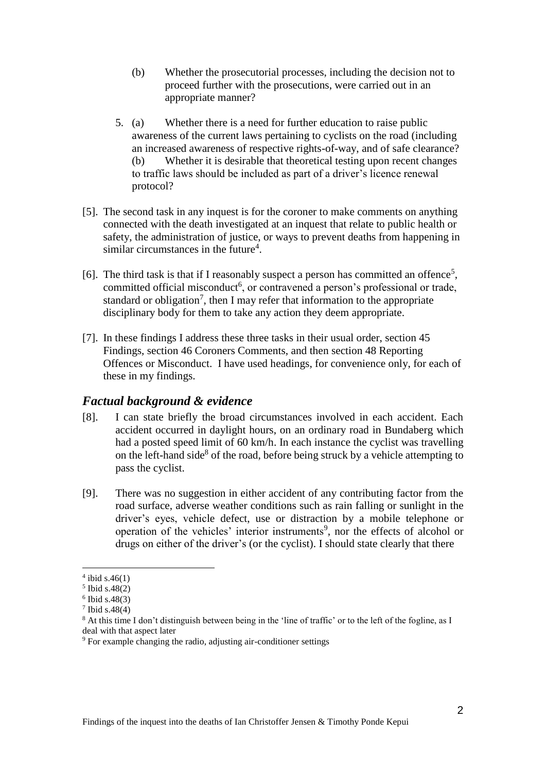(b) Whether the prosecutorial processes, including the decision not to proceed further with the prosecutions, were carried out in an appropriate manner?

5. (a) Whether there is a need for further education to raise public awareness of the current laws pertaining to cyclists on the road (including an increased awareness of respective rights-of-way, and of safe clearance?
(b) Whether it is desirable that theoretical testing upon recent changes to traffic laws should be included as part of a driver's licence renewal protocol?

[5]. The second task in any inquest is for the coroner to make comments on anything connected with the death investigated at an inquest that relate to public health or safety, the administration of justice, or ways to prevent deaths from happening in similar circumstances in the future[4].

[6]. The third task is that if I reasonably suspect a person has committed an offence[5], committed official misconduct[6], or contravened a person's professional or trade, standard or obligation[7], then I may refer that information to the appropriate disciplinary body for them to take any action they deem appropriate.

[7]. In these findings I address these three tasks in their usual order, section 45 Findings, section 46 Coroners Comments, and then section 48 Reporting Offences or Misconduct. I have used headings, for convenience only, for each of these in my findings.

## *Factual background & evidence*

[8]. I can state briefly the broad circumstances involved in each accident. Each accident occurred in daylight hours, on an ordinary road in Bundaberg which had a posted speed limit of 60 km/h. In each instance the cyclist was travelling on the left-hand side[8] of the road, before being struck by a vehicle attempting to pass the cyclist.

[9]. There was no suggestion in either accident of any contributing factor from the road surface, adverse weather conditions such as rain falling or sunlight in the driver's eyes, vehicle defect, use or distraction by a mobile telephone or operation of the vehicles' interior instruments[9], nor the effects of alcohol or drugs on either of the driver's (or the cyclist). I should state clearly that there

---

[4] ibid s.46(1)

[5] Ibid s.48(2)

[6] Ibid s.48(3)

[7] Ibid s.48(4)

[8] At this time I don't distinguish between being in the 'line of traffic' or to the left of the fogline, as I deal with that aspect later

[9] For example changing the radio, adjusting air-conditioner settings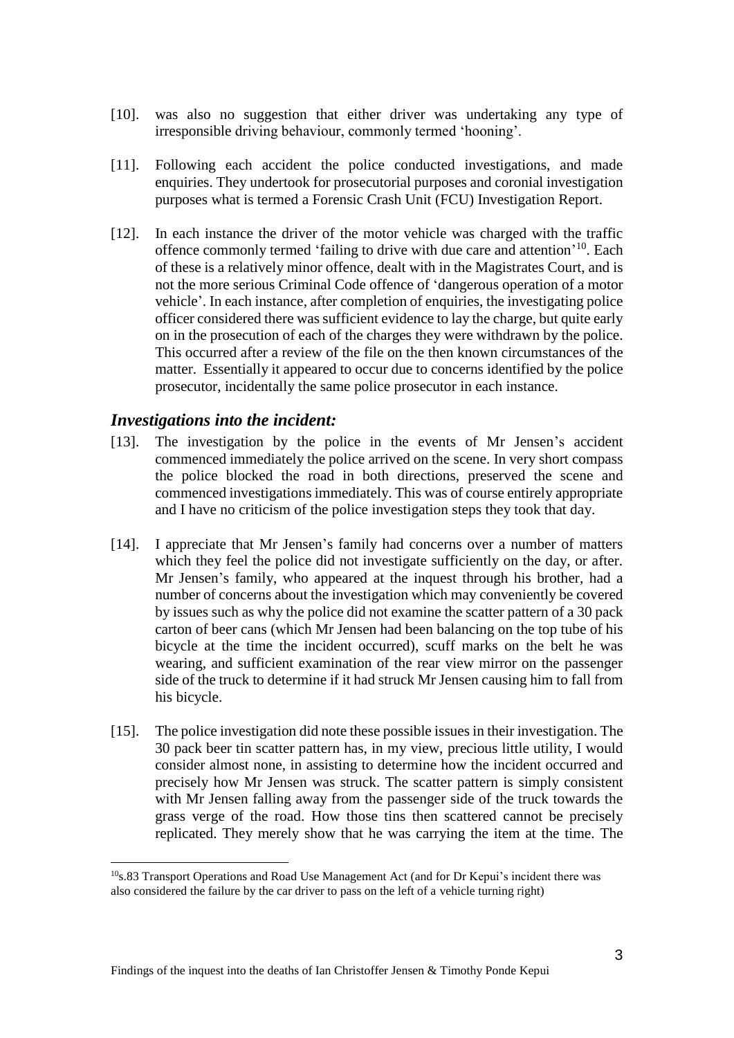[10]. was also no suggestion that either driver was undertaking any type of irresponsible driving behaviour, commonly termed 'hooning'.

[11]. Following each accident the police conducted investigations, and made enquiries. They undertook for prosecutorial purposes and coronial investigation purposes what is termed a Forensic Crash Unit (FCU) Investigation Report.

[12]. In each instance the driver of the motor vehicle was charged with the traffic offence commonly termed 'failing to drive with due care and attention'[10]. Each of these is a relatively minor offence, dealt with in the Magistrates Court, and is not the more serious Criminal Code offence of 'dangerous operation of a motor vehicle'. In each instance, after completion of enquiries, the investigating police officer considered there was sufficient evidence to lay the charge, but quite early on in the prosecution of each of the charges they were withdrawn by the police. This occurred after a review of the file on the then known circumstances of the matter. Essentially it appeared to occur due to concerns identified by the police prosecutor, incidentally the same police prosecutor in each instance.

## *Investigations into the incident:*

[13]. The investigation by the police in the events of Mr Jensen's accident commenced immediately the police arrived on the scene. In very short compass the police blocked the road in both directions, preserved the scene and commenced investigations immediately. This was of course entirely appropriate and I have no criticism of the police investigation steps they took that day.

[14]. I appreciate that Mr Jensen's family had concerns over a number of matters which they feel the police did not investigate sufficiently on the day, or after. Mr Jensen's family, who appeared at the inquest through his brother, had a number of concerns about the investigation which may conveniently be covered by issues such as why the police did not examine the scatter pattern of a 30 pack carton of beer cans (which Mr Jensen had been balancing on the top tube of his bicycle at the time the incident occurred), scuff marks on the belt he was wearing, and sufficient examination of the rear view mirror on the passenger side of the truck to determine if it had struck Mr Jensen causing him to fall from his bicycle.

[15]. The police investigation did note these possible issues in their investigation. The 30 pack beer tin scatter pattern has, in my view, precious little utility, I would consider almost none, in assisting to determine how the incident occurred and precisely how Mr Jensen was struck. The scatter pattern is simply consistent with Mr Jensen falling away from the passenger side of the truck towards the grass verge of the road. How those tins then scattered cannot be precisely replicated. They merely show that he was carrying the item at the time. The

---

[10] s.83 Transport Operations and Road Use Management Act (and for Dr Kepui's incident there was also considered the failure by the car driver to pass on the left of a vehicle turning right)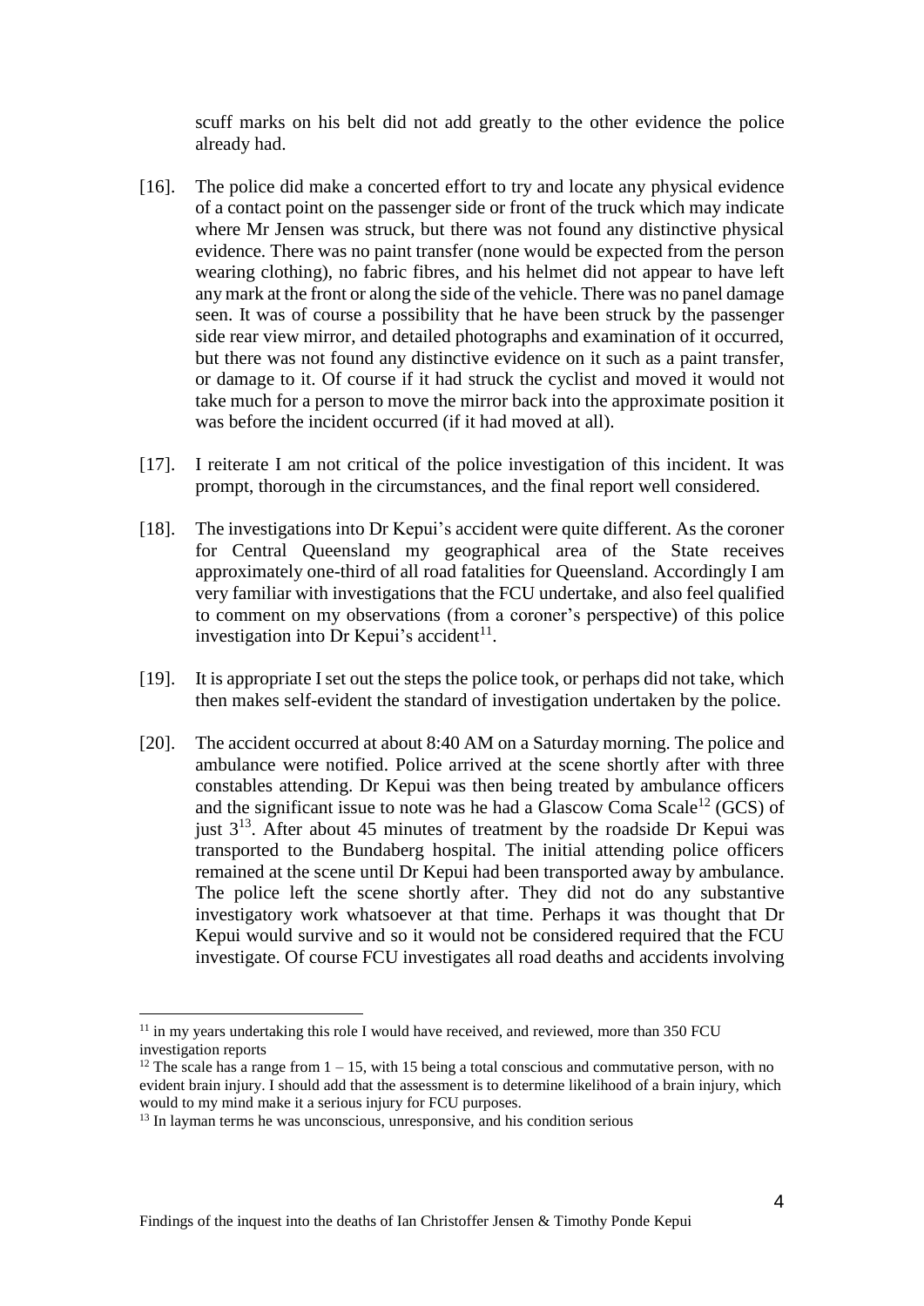scuff marks on his belt did not add greatly to the other evidence the police already had.

[16]. The police did make a concerted effort to try and locate any physical evidence of a contact point on the passenger side or front of the truck which may indicate where Mr Jensen was struck, but there was not found any distinctive physical evidence. There was no paint transfer (none would be expected from the person wearing clothing), no fabric fibres, and his helmet did not appear to have left any mark at the front or along the side of the vehicle. There was no panel damage seen. It was of course a possibility that he have been struck by the passenger side rear view mirror, and detailed photographs and examination of it occurred, but there was not found any distinctive evidence on it such as a paint transfer, or damage to it. Of course if it had struck the cyclist and moved it would not take much for a person to move the mirror back into the approximate position it was before the incident occurred (if it had moved at all).

[17]. I reiterate I am not critical of the police investigation of this incident. It was prompt, thorough in the circumstances, and the final report well considered.

[18]. The investigations into Dr Kepui's accident were quite different. As the coroner for Central Queensland my geographical area of the State receives approximately one-third of all road fatalities for Queensland. Accordingly I am very familiar with investigations that the FCU undertake, and also feel qualified to comment on my observations (from a coroner's perspective) of this police investigation into Dr Kepui's accident[11].

[19]. It is appropriate I set out the steps the police took, or perhaps did not take, which then makes self-evident the standard of investigation undertaken by the police.

[20]. The accident occurred at about 8:40 AM on a Saturday morning. The police and ambulance were notified. Police arrived at the scene shortly after with three constables attending. Dr Kepui was then being treated by ambulance officers and the significant issue to note was he had a Glasgow Coma Scale[12] (GCS) of just 3[13]. After about 45 minutes of treatment by the roadside Dr Kepui was transported to the Bundaberg hospital. The initial attending police officers remained at the scene until Dr Kepui had been transported away by ambulance. The police left the scene shortly after. They did not do any substantive investigatory work whatsoever at that time. Perhaps it was thought that Dr Kepui would survive and so it would not be considered required that the FCU investigate. Of course FCU investigates all road deaths and accidents involving

---

[11] in my years undertaking this role I would have received, and reviewed, more than 350 FCU investigation reports

[12] The scale has a range from 1 – 15, with 15 being a total conscious and commutative person, with no evident brain injury. I should add that the assessment is to determine likelihood of a brain injury, which would to my mind make it a serious injury for FCU purposes.

[13] In layman terms he was unconscious, unresponsive, and his condition serious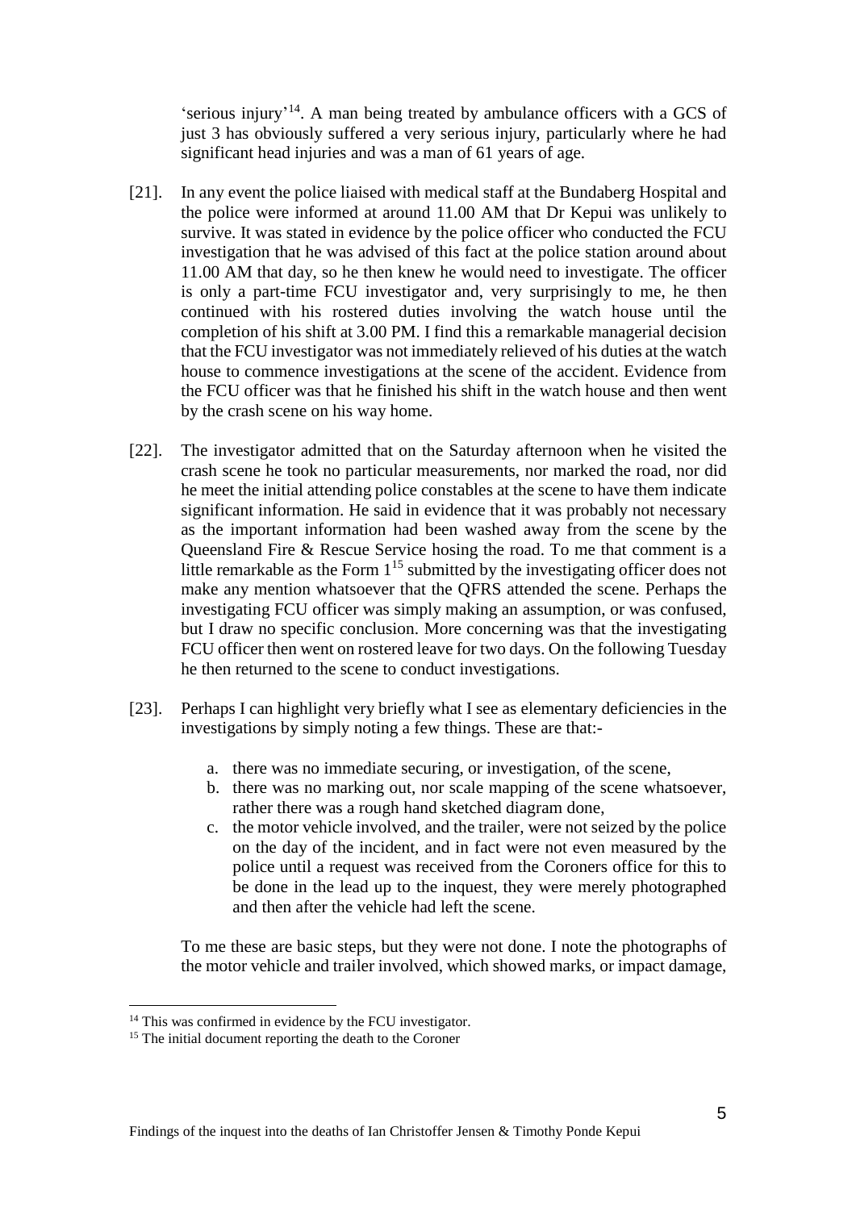'serious injury'[14]. A man being treated by ambulance officers with a GCS of just 3 has obviously suffered a very serious injury, particularly where he had significant head injuries and was a man of 61 years of age.

[21]. In any event the police liaised with medical staff at the Bundaberg Hospital and the police were informed at around 11.00 AM that Dr Kepui was unlikely to survive. It was stated in evidence by the police officer who conducted the FCU investigation that he was advised of this fact at the police station around about 11.00 AM that day, so he then knew he would need to investigate. The officer is only a part-time FCU investigator and, very surprisingly to me, he then continued with his rostered duties involving the watch house until the completion of his shift at 3.00 PM. I find this a remarkable managerial decision that the FCU investigator was not immediately relieved of his duties at the watch house to commence investigations at the scene of the accident. Evidence from the FCU officer was that he finished his shift in the watch house and then went by the crash scene on his way home.

[22]. The investigator admitted that on the Saturday afternoon when he visited the crash scene he took no particular measurements, nor marked the road, nor did he meet the initial attending police constables at the scene to have them indicate significant information. He said in evidence that it was probably not necessary as the important information had been washed away from the scene by the Queensland Fire & Rescue Service hosing the road. To me that comment is a little remarkable as the Form 1[15] submitted by the investigating officer does not make any mention whatsoever that the QFRS attended the scene. Perhaps the investigating FCU officer was simply making an assumption, or was confused, but I draw no specific conclusion. More concerning was that the investigating FCU officer then went on rostered leave for two days. On the following Tuesday he then returned to the scene to conduct investigations.

[23]. Perhaps I can highlight very briefly what I see as elementary deficiencies in the investigations by simply noting a few things. These are that:-

a. there was no immediate securing, or investigation, of the scene,
b. there was no marking out, nor scale mapping of the scene whatsoever, rather there was a rough hand sketched diagram done,
c. the motor vehicle involved, and the trailer, were not seized by the police on the day of the incident, and in fact were not even measured by the police until a request was received from the Coroners office for this to be done in the lead up to the inquest, they were merely photographed and then after the vehicle had left the scene.

To me these are basic steps, but they were not done. I note the photographs of the motor vehicle and trailer involved, which showed marks, or impact damage,

[14] This was confirmed in evidence by the FCU investigator.

[15] The initial document reporting the death to the Coroner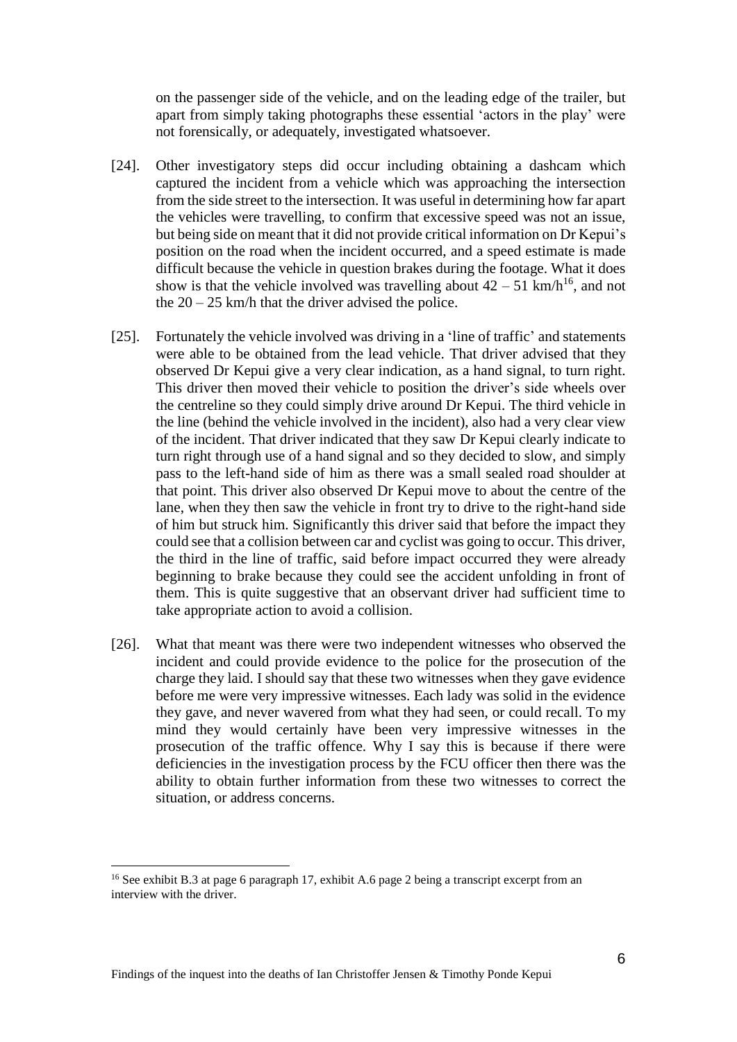on the passenger side of the vehicle, and on the leading edge of the trailer, but apart from simply taking photographs these essential 'actors in the play' were not forensically, or adequately, investigated whatsoever.

[24]. Other investigatory steps did occur including obtaining a dashcam which captured the incident from a vehicle which was approaching the intersection from the side street to the intersection. It was useful in determining how far apart the vehicles were travelling, to confirm that excessive speed was not an issue, but being side on meant that it did not provide critical information on Dr Kepui's position on the road when the incident occurred, and a speed estimate is made difficult because the vehicle in question brakes during the footage. What it does show is that the vehicle involved was travelling about 42 – 51 km/h[16], and not the 20 – 25 km/h that the driver advised the police.

[25]. Fortunately the vehicle involved was driving in a 'line of traffic' and statements were able to be obtained from the lead vehicle. That driver advised that they observed Dr Kepui give a very clear indication, as a hand signal, to turn right. This driver then moved their vehicle to position the driver's side wheels over the centreline so they could simply drive around Dr Kepui. The third vehicle in the line (behind the vehicle involved in the incident), also had a very clear view of the incident. That driver indicated that they saw Dr Kepui clearly indicate to turn right through use of a hand signal and so they decided to slow, and simply pass to the left-hand side of him as there was a small sealed road shoulder at that point. This driver also observed Dr Kepui move to about the centre of the lane, when they then saw the vehicle in front try to drive to the right-hand side of him but struck him. Significantly this driver said that before the impact they could see that a collision between car and cyclist was going to occur. This driver, the third in the line of traffic, said before impact occurred they were already beginning to brake because they could see the accident unfolding in front of them. This is quite suggestive that an observant driver had sufficient time to take appropriate action to avoid a collision.

[26]. What that meant was there were two independent witnesses who observed the incident and could provide evidence to the police for the prosecution of the charge they laid. I should say that these two witnesses when they gave evidence before me were very impressive witnesses. Each lady was solid in the evidence they gave, and never wavered from what they had seen, or could recall. To my mind they would certainly have been very impressive witnesses in the prosecution of the traffic offence. Why I say this is because if there were deficiencies in the investigation process by the FCU officer then there was the ability to obtain further information from these two witnesses to correct the situation, or address concerns.

[16] See exhibit B.3 at page 6 paragraph 17, exhibit A.6 page 2 being a transcript excerpt from an interview with the driver.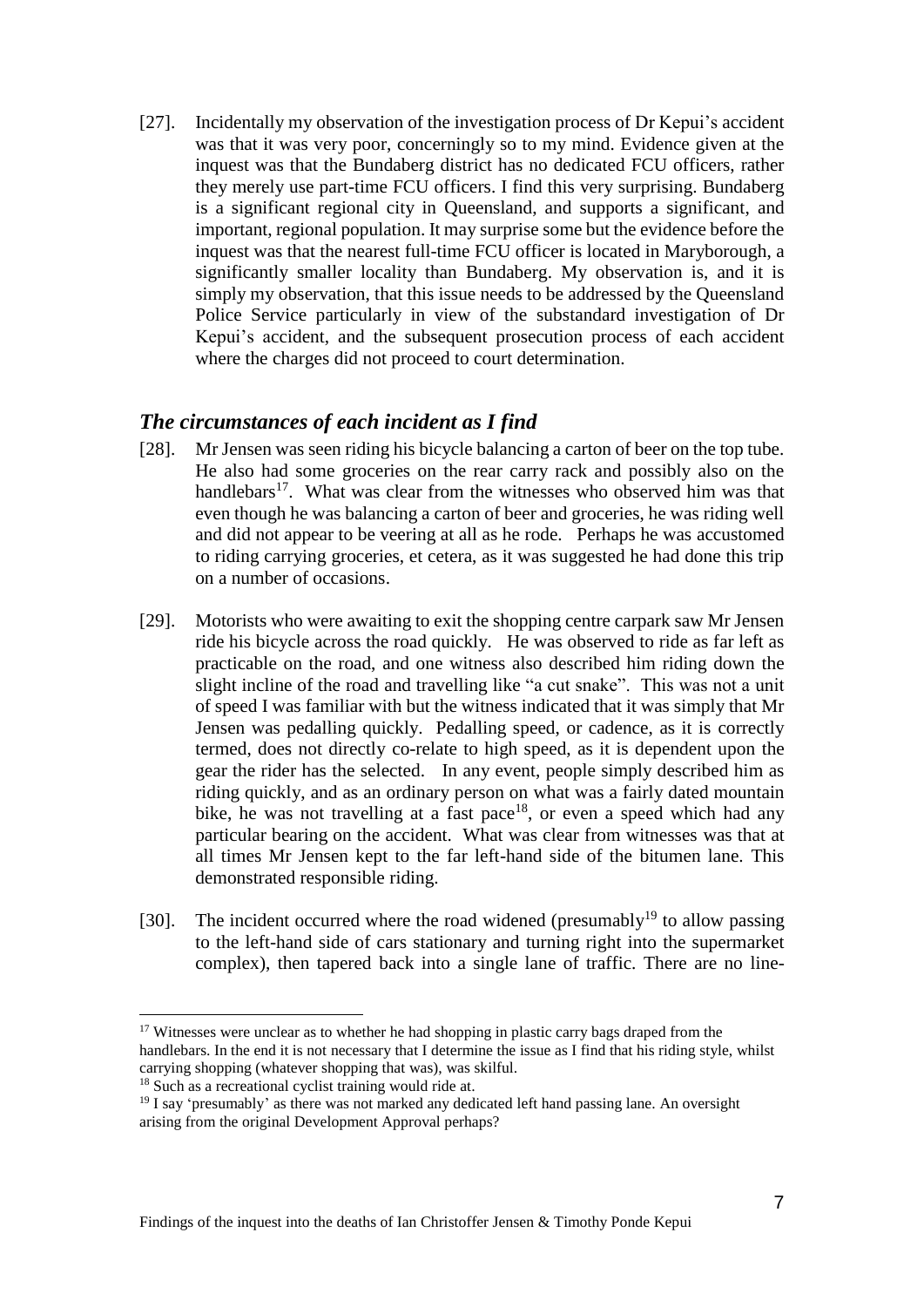[27]. Incidentally my observation of the investigation process of Dr Kepui's accident was that it was very poor, concerningly so to my mind. Evidence given at the inquest was that the Bundaberg district has no dedicated FCU officers, rather they merely use part-time FCU officers. I find this very surprising. Bundaberg is a significant regional city in Queensland, and supports a significant, and important, regional population. It may surprise some but the evidence before the inquest was that the nearest full-time FCU officer is located in Maryborough, a significantly smaller locality than Bundaberg. My observation is, and it is simply my observation, that this issue needs to be addressed by the Queensland Police Service particularly in view of the substandard investigation of Dr Kepui's accident, and the subsequent prosecution process of each accident where the charges did not proceed to court determination.

## *The circumstances of each incident as I find*

[28]. Mr Jensen was seen riding his bicycle balancing a carton of beer on the top tube. He also had some groceries on the rear carry rack and possibly also on the handlebars[17]. What was clear from the witnesses who observed him was that even though he was balancing a carton of beer and groceries, he was riding well and did not appear to be veering at all as he rode. Perhaps he was accustomed to riding carrying groceries, et cetera, as it was suggested he had done this trip on a number of occasions.

[29]. Motorists who were awaiting to exit the shopping centre carpark saw Mr Jensen ride his bicycle across the road quickly. He was observed to ride as far left as practicable on the road, and one witness also described him riding down the slight incline of the road and travelling like "a cut snake". This was not a unit of speed I was familiar with but the witness indicated that it was simply that Mr Jensen was pedalling quickly. Pedalling speed, or cadence, as it is correctly termed, does not directly co-relate to high speed, as it is dependent upon the gear the rider has the selected. In any event, people simply described him as riding quickly, and as an ordinary person on what was a fairly dated mountain bike, he was not travelling at a fast pace[18], or even a speed which had any particular bearing on the accident. What was clear from witnesses was that at all times Mr Jensen kept to the far left-hand side of the bitumen lane. This demonstrated responsible riding.

[30]. The incident occurred where the road widened (presumably[19] to allow passing to the left-hand side of cars stationary and turning right into the supermarket complex), then tapered back into a single lane of traffic. There are no line-

---

[17] Witnesses were unclear as to whether he had shopping in plastic carry bags draped from the handlebars. In the end it is not necessary that I determine the issue as I find that his riding style, whilst carrying shopping (whatever shopping that was), was skilful.

[18] Such as a recreational cyclist training would ride at.

[19] I say 'presumably' as there was not marked any dedicated left hand passing lane. An oversight arising from the original Development Approval perhaps?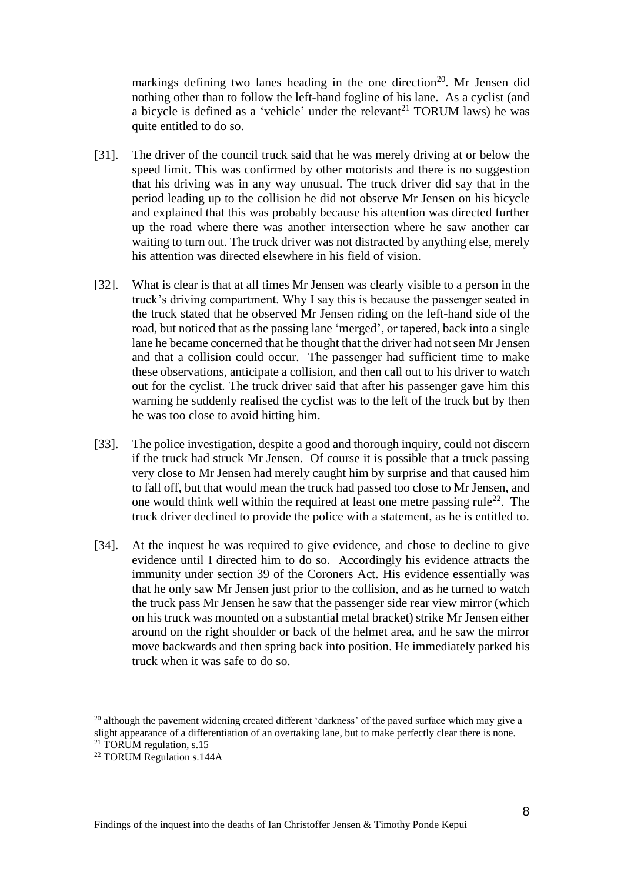markings defining two lanes heading in the one direction[20]. Mr Jensen did nothing other than to follow the left-hand fogline of his lane. As a cyclist (and a bicycle is defined as a 'vehicle' under the relevant[21] TORUM laws) he was quite entitled to do so.

[31]. The driver of the council truck said that he was merely driving at or below the speed limit. This was confirmed by other motorists and there is no suggestion that his driving was in any way unusual. The truck driver did say that in the period leading up to the collision he did not observe Mr Jensen on his bicycle and explained that this was probably because his attention was directed further up the road where there was another intersection where he saw another car waiting to turn out. The truck driver was not distracted by anything else, merely his attention was directed elsewhere in his field of vision.

[32]. What is clear is that at all times Mr Jensen was clearly visible to a person in the truck's driving compartment. Why I say this is because the passenger seated in the truck stated that he observed Mr Jensen riding on the left-hand side of the road, but noticed that as the passing lane 'merged', or tapered, back into a single lane he became concerned that he thought that the driver had not seen Mr Jensen and that a collision could occur. The passenger had sufficient time to make these observations, anticipate a collision, and then call out to his driver to watch out for the cyclist. The truck driver said that after his passenger gave him this warning he suddenly realised the cyclist was to the left of the truck but by then he was too close to avoid hitting him.

[33]. The police investigation, despite a good and thorough inquiry, could not discern if the truck had struck Mr Jensen. Of course it is possible that a truck passing very close to Mr Jensen had merely caught him by surprise and that caused him to fall off, but that would mean the truck had passed too close to Mr Jensen, and one would think well within the required at least one metre passing rule[22]. The truck driver declined to provide the police with a statement, as he is entitled to.

[34]. At the inquest he was required to give evidence, and chose to decline to give evidence until I directed him to do so. Accordingly his evidence attracts the immunity under section 39 of the Coroners Act. His evidence essentially was that he only saw Mr Jensen just prior to the collision, and as he turned to watch the truck pass Mr Jensen he saw that the passenger side rear view mirror (which on his truck was mounted on a substantial metal bracket) strike Mr Jensen either around on the right shoulder or back of the helmet area, and he saw the mirror move backwards and then spring back into position. He immediately parked his truck when it was safe to do so.

---

[20] although the pavement widening created different 'darkness' of the paved surface which may give a slight appearance of a differentiation of an overtaking lane, but to make perfectly clear there is none.

[21] TORUM regulation, s.15

[22] TORUM Regulation s.144A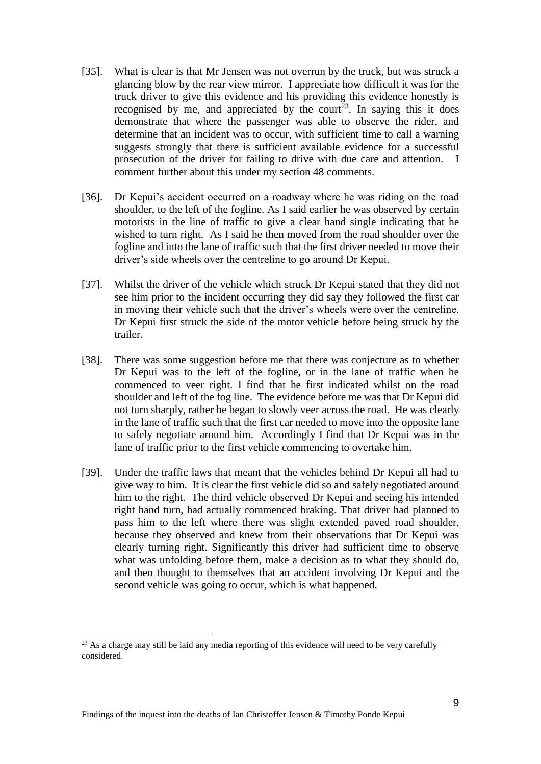[35]. What is clear is that Mr Jensen was not overrun by the truck, but was struck a glancing blow by the rear view mirror. I appreciate how difficult it was for the truck driver to give this evidence and his providing this evidence honestly is recognised by me, and appreciated by the court[23]. In saying this it does demonstrate that where the passenger was able to observe the rider, and determine that an incident was to occur, with sufficient time to call a warning suggests strongly that there is sufficient available evidence for a successful prosecution of the driver for failing to drive with due care and attention. I comment further about this under my section 48 comments.

[36]. Dr Kepui's accident occurred on a roadway where he was riding on the road shoulder, to the left of the fogline. As I said earlier he was observed by certain motorists in the line of traffic to give a clear hand single indicating that he wished to turn right. As I said he then moved from the road shoulder over the fogline and into the lane of traffic such that the first driver needed to move their driver's side wheels over the centreline to go around Dr Kepui.

[37]. Whilst the driver of the vehicle which struck Dr Kepui stated that they did not see him prior to the incident occurring they did say they followed the first car in moving their vehicle such that the driver's wheels were over the centreline. Dr Kepui first struck the side of the motor vehicle before being struck by the trailer.

[38]. There was some suggestion before me that there was conjecture as to whether Dr Kepui was to the left of the fogline, or in the lane of traffic when he commenced to veer right. I find that he first indicated whilst on the road shoulder and left of the fog line. The evidence before me was that Dr Kepui did not turn sharply, rather he began to slowly veer across the road. He was clearly in the lane of traffic such that the first car needed to move into the opposite lane to safely negotiate around him. Accordingly I find that Dr Kepui was in the lane of traffic prior to the first vehicle commencing to overtake him.

[39]. Under the traffic laws that meant that the vehicles behind Dr Kepui all had to give way to him. It is clear the first vehicle did so and safely negotiated around him to the right. The third vehicle observed Dr Kepui and seeing his intended right hand turn, had actually commenced braking. That driver had planned to pass him to the left where there was slight extended paved road shoulder, because they observed and knew from their observations that Dr Kepui was clearly turning right. Significantly this driver had sufficient time to observe what was unfolding before them, make a decision as to what they should do, and then thought to themselves that an accident involving Dr Kepui and the second vehicle was going to occur, which is what happened.

---

[23] As a charge may still be laid any media reporting of this evidence will need to be very carefully considered.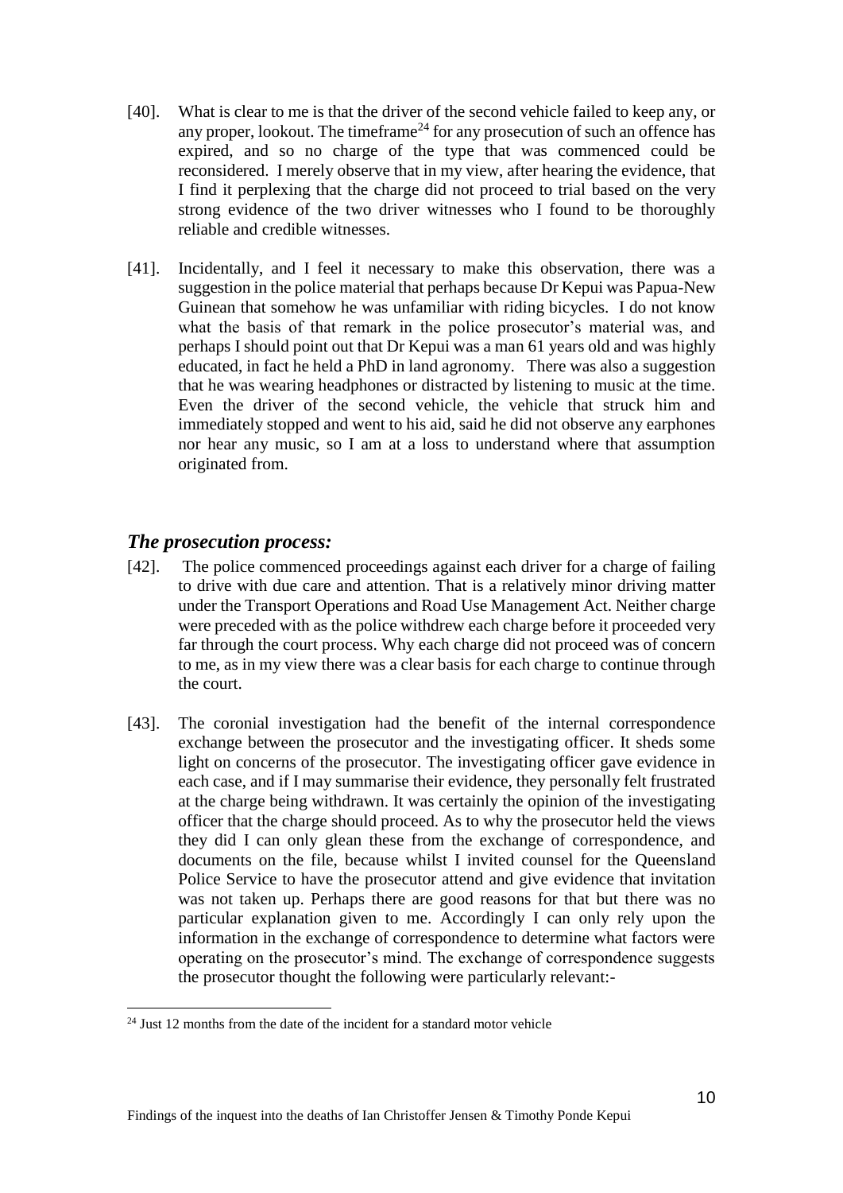[40]. What is clear to me is that the driver of the second vehicle failed to keep any, or any proper, lookout. The timeframe[24] for any prosecution of such an offence has expired, and so no charge of the type that was commenced could be reconsidered. I merely observe that in my view, after hearing the evidence, that I find it perplexing that the charge did not proceed to trial based on the very strong evidence of the two driver witnesses who I found to be thoroughly reliable and credible witnesses.

[41]. Incidentally, and I feel it necessary to make this observation, there was a suggestion in the police material that perhaps because Dr Kepui was Papua-New Guinean that somehow he was unfamiliar with riding bicycles. I do not know what the basis of that remark in the police prosecutor's material was, and perhaps I should point out that Dr Kepui was a man 61 years old and was highly educated, in fact he held a PhD in land agronomy. There was also a suggestion that he was wearing headphones or distracted by listening to music at the time. Even the driver of the second vehicle, the vehicle that struck him and immediately stopped and went to his aid, said he did not observe any earphones nor hear any music, so I am at a loss to understand where that assumption originated from.

## *The prosecution process:*

[42]. The police commenced proceedings against each driver for a charge of failing to drive with due care and attention. That is a relatively minor driving matter under the Transport Operations and Road Use Management Act. Neither charge were preceded with as the police withdrew each charge before it proceeded very far through the court process. Why each charge did not proceed was of concern to me, as in my view there was a clear basis for each charge to continue through the court.

[43]. The coronial investigation had the benefit of the internal correspondence exchange between the prosecutor and the investigating officer. It sheds some light on concerns of the prosecutor. The investigating officer gave evidence in each case, and if I may summarise their evidence, they personally felt frustrated at the charge being withdrawn. It was certainly the opinion of the investigating officer that the charge should proceed. As to why the prosecutor held the views they did I can only glean these from the exchange of correspondence, and documents on the file, because whilst I invited counsel for the Queensland Police Service to have the prosecutor attend and give evidence that invitation was not taken up. Perhaps there are good reasons for that but there was no particular explanation given to me. Accordingly I can only rely upon the information in the exchange of correspondence to determine what factors were operating on the prosecutor's mind. The exchange of correspondence suggests the prosecutor thought the following were particularly relevant:-

---

[24] Just 12 months from the date of the incident for a standard motor vehicle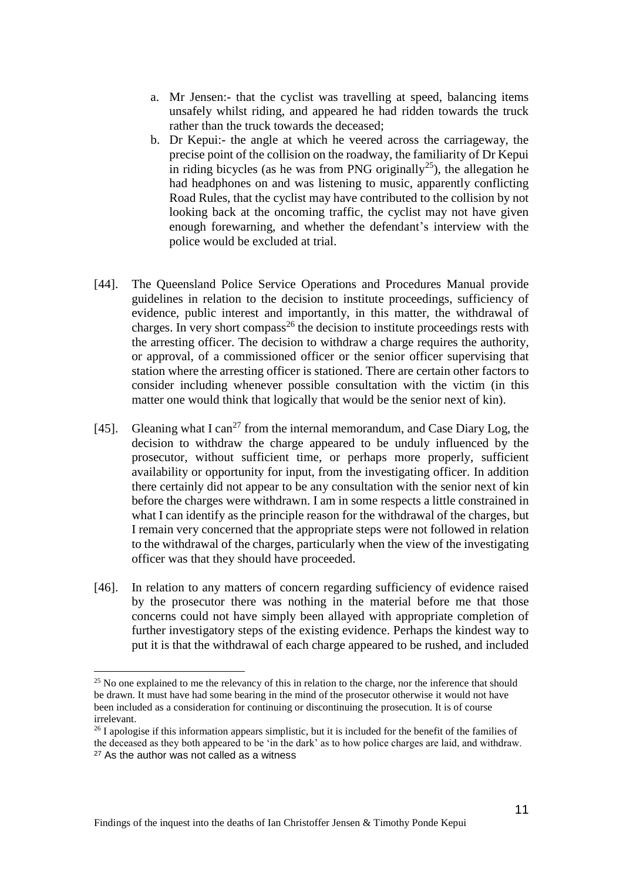a. Mr Jensen:- that the cyclist was travelling at speed, balancing items unsafely whilst riding, and appeared he had ridden towards the truck rather than the truck towards the deceased;
b. Dr Kepui:- the angle at which he veered across the carriageway, the precise point of the collision on the roadway, the familiarity of Dr Kepui in riding bicycles (as he was from PNG originally[25]), the allegation he had headphones on and was listening to music, apparently conflicting Road Rules, that the cyclist may have contributed to the collision by not looking back at the oncoming traffic, the cyclist may not have given enough forewarning, and whether the defendant's interview with the police would be excluded at trial.

[44]. The Queensland Police Service Operations and Procedures Manual provide guidelines in relation to the decision to institute proceedings, sufficiency of evidence, public interest and importantly, in this matter, the withdrawal of charges. In very short compass[26] the decision to institute proceedings rests with the arresting officer. The decision to withdraw a charge requires the authority, or approval, of a commissioned officer or the senior officer supervising that station where the arresting officer is stationed. There are certain other factors to consider including whenever possible consultation with the victim (in this matter one would think that logically that would be the senior next of kin).

[45]. Gleaning what I can[27] from the internal memorandum, and Case Diary Log, the decision to withdraw the charge appeared to be unduly influenced by the prosecutor, without sufficient time, or perhaps more properly, sufficient availability or opportunity for input, from the investigating officer. In addition there certainly did not appear to be any consultation with the senior next of kin before the charges were withdrawn. I am in some respects a little constrained in what I can identify as the principle reason for the withdrawal of the charges, but I remain very concerned that the appropriate steps were not followed in relation to the withdrawal of the charges, particularly when the view of the investigating officer was that they should have proceeded.

[46]. In relation to any matters of concern regarding sufficiency of evidence raised by the prosecutor there was nothing in the material before me that those concerns could not have simply been allayed with appropriate completion of further investigatory steps of the existing evidence. Perhaps the kindest way to put it is that the withdrawal of each charge appeared to be rushed, and included

---

[25] No one explained to me the relevancy of this in relation to the charge, nor the inference that should be drawn. It must have had some bearing in the mind of the prosecutor otherwise it would not have been included as a consideration for continuing or discontinuing the prosecution. It is of course irrelevant.

[26] I apologise if this information appears simplistic, but it is included for the benefit of the families of the deceased as they both appeared to be 'in the dark' as to how police charges are laid, and withdraw.

[27] As the author was not called as a witness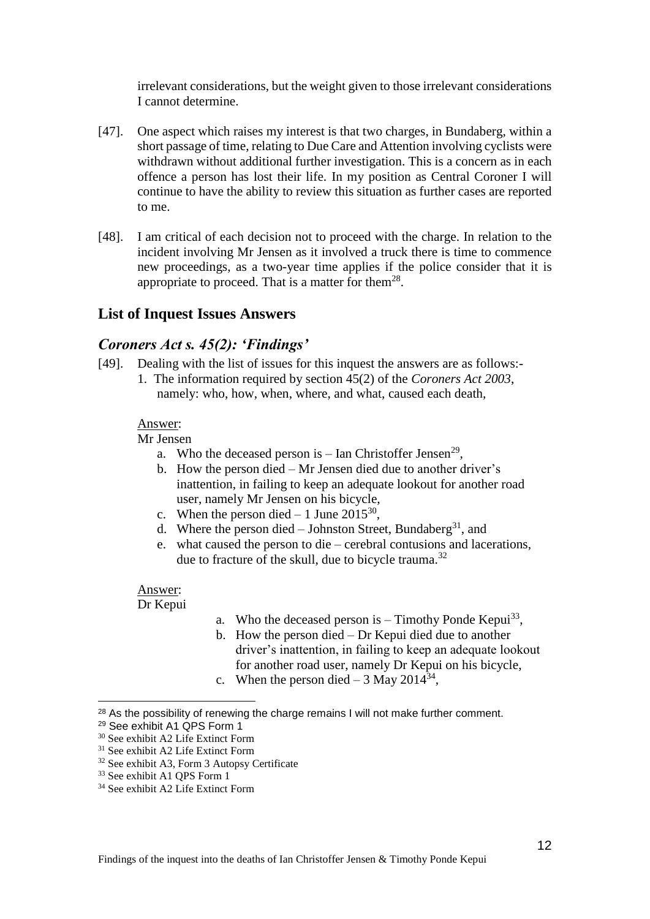irrelevant considerations, but the weight given to those irrelevant considerations I cannot determine.

[47]. One aspect which raises my interest is that two charges, in Bundaberg, within a short passage of time, relating to Due Care and Attention involving cyclists were withdrawn without additional further investigation. This is a concern as in each offence a person has lost their life. In my position as Central Coroner I will continue to have the ability to review this situation as further cases are reported to me.

[48]. I am critical of each decision not to proceed with the charge. In relation to the incident involving Mr Jensen as it involved a truck there is time to commence new proceedings, as a two-year time applies if the police consider that it is appropriate to proceed. That is a matter for them[28].

## List of Inquest Issues Answers

### *Coroners Act s. 45(2): 'Findings'*

[49]. Dealing with the list of issues for this inquest the answers are as follows:-

1. The information required by section 45(2) of the *Coroners Act 2003*, namely: who, how, when, where, and what, caused each death,

Answer:

Mr Jensen

a. Who the deceased person is – Ian Christoffer Jensen[29],
b. How the person died – Mr Jensen died due to another driver's inattention, in failing to keep an adequate lookout for another road user, namely Mr Jensen on his bicycle,
c. When the person died – 1 June 2015[30],
d. Where the person died – Johnston Street, Bundaberg[31], and
e. what caused the person to die – cerebral contusions and lacerations, due to fracture of the skull, due to bicycle trauma.[32]

Answer:

Dr Kepui

a. Who the deceased person is – Timothy Ponde Kepui[33],
b. How the person died – Dr Kepui died due to another driver's inattention, in failing to keep an adequate lookout for another road user, namely Dr Kepui on his bicycle,
c. When the person died – 3 May 2014[34],

---

[28] As the possibility of renewing the charge remains I will not make further comment.

[29] See exhibit A1 QPS Form 1

[30] See exhibit A2 Life Extinct Form

[31] See exhibit A2 Life Extinct Form

[32] See exhibit A3, Form 3 Autopsy Certificate

[33] See exhibit A1 QPS Form 1

[34] See exhibit A2 Life Extinct Form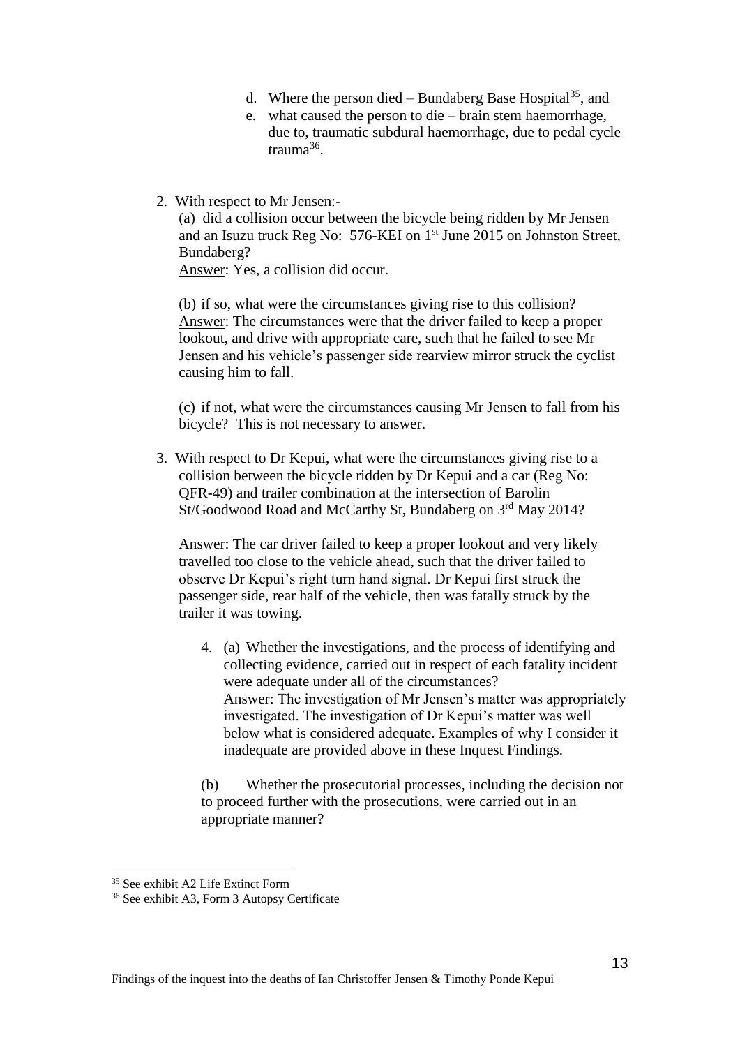d. Where the person died – Bundaberg Base Hospital[35], and
e. what caused the person to die – brain stem haemorrhage, due to, traumatic subdural haemorrhage, due to pedal cycle trauma[36].

2. With respect to Mr Jensen:-

   (a) did a collision occur between the bicycle being ridden by Mr Jensen and an Isuzu truck Reg No: 576-KEI on 1st June 2015 on Johnston Street, Bundaberg?
   Answer: Yes, a collision did occur.

   (b) if so, what were the circumstances giving rise to this collision?
   Answer: The circumstances were that the driver failed to keep a proper lookout, and drive with appropriate care, such that he failed to see Mr Jensen and his vehicle's passenger side rearview mirror struck the cyclist causing him to fall.

   (c) if not, what were the circumstances causing Mr Jensen to fall from his bicycle? This is not necessary to answer.

3. With respect to Dr Kepui, what were the circumstances giving rise to a collision between the bicycle ridden by Dr Kepui and a car (Reg No: QFR-49) and trailer combination at the intersection of Barolin St/Goodwood Road and McCarthy St, Bundaberg on 3rd May 2014?

   Answer: The car driver failed to keep a proper lookout and very likely travelled too close to the vehicle ahead, such that the driver failed to observe Dr Kepui's right turn hand signal. Dr Kepui first struck the passenger side, rear half of the vehicle, then was fatally struck by the trailer it was towing.

4. (a) Whether the investigations, and the process of identifying and collecting evidence, carried out in respect of each fatality incident were adequate under all of the circumstances?
   Answer: The investigation of Mr Jensen's matter was appropriately investigated. The investigation of Dr Kepui's matter was well below what is considered adequate. Examples of why I consider it inadequate are provided above in these Inquest Findings.

   (b) Whether the prosecutorial processes, including the decision not to proceed further with the prosecutions, were carried out in an appropriate manner?

---

[35] See exhibit A2 Life Extinct Form

[36] See exhibit A3, Form 3 Autopsy Certificate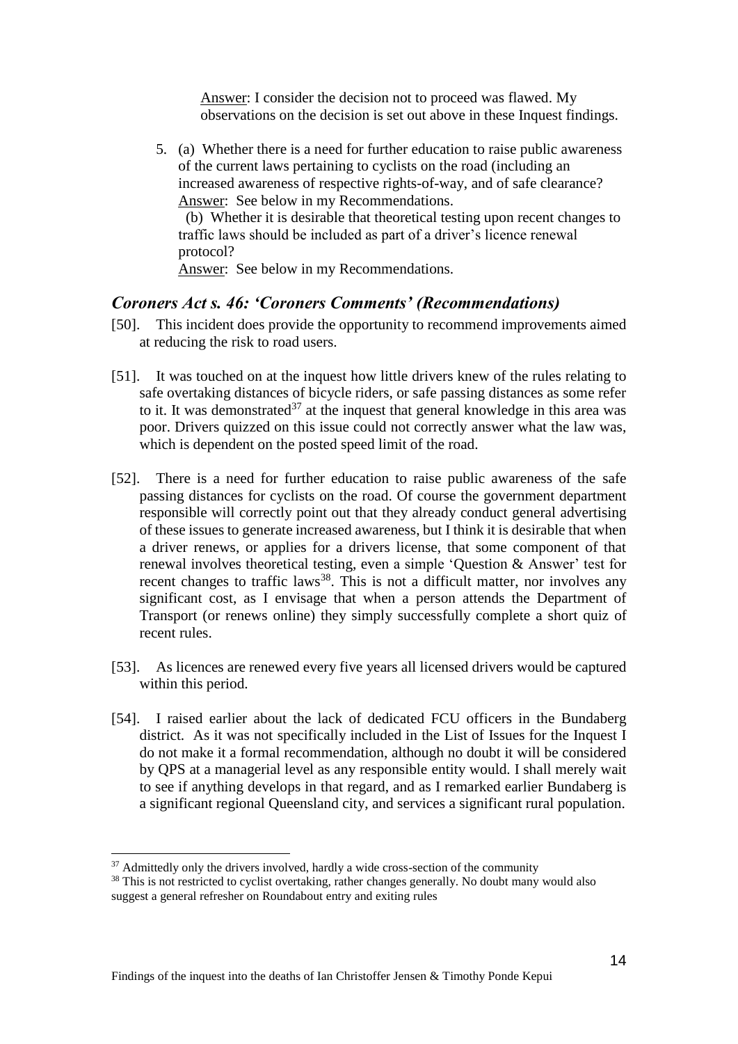Answer: I consider the decision not to proceed was flawed. My observations on the decision is set out above in these Inquest findings.

5. (a) Whether there is a need for further education to raise public awareness of the current laws pertaining to cyclists on the road (including an increased awareness of respective rights-of-way, and of safe clearance? Answer: See below in my Recommendations.

   (b) Whether it is desirable that theoretical testing upon recent changes to traffic laws should be included as part of a driver's licence renewal protocol?
   Answer: See below in my Recommendations.

## *Coroners Act s. 46: 'Coroners Comments' (Recommendations)*

[50]. This incident does provide the opportunity to recommend improvements aimed at reducing the risk to road users.

[51]. It was touched on at the inquest how little drivers knew of the rules relating to safe overtaking distances of bicycle riders, or safe passing distances as some refer to it. It was demonstrated[37] at the inquest that general knowledge in this area was poor. Drivers quizzed on this issue could not correctly answer what the law was, which is dependent on the posted speed limit of the road.

[52]. There is a need for further education to raise public awareness of the safe passing distances for cyclists on the road. Of course the government department responsible will correctly point out that they already conduct general advertising of these issues to generate increased awareness, but I think it is desirable that when a driver renews, or applies for a drivers license, that some component of that renewal involves theoretical testing, even a simple 'Question & Answer' test for recent changes to traffic laws[38]. This is not a difficult matter, nor involves any significant cost, as I envisage that when a person attends the Department of Transport (or renews online) they simply successfully complete a short quiz of recent rules.

[53]. As licences are renewed every five years all licensed drivers would be captured within this period.

[54]. I raised earlier about the lack of dedicated FCU officers in the Bundaberg district. As it was not specifically included in the List of Issues for the Inquest I do not make it a formal recommendation, although no doubt it will be considered by QPS at a managerial level as any responsible entity would. I shall merely wait to see if anything develops in that regard, and as I remarked earlier Bundaberg is a significant regional Queensland city, and services a significant rural population.

---

[37] Admittedly only the drivers involved, hardly a wide cross-section of the community

[38] This is not restricted to cyclist overtaking, rather changes generally. No doubt many would also suggest a general refresher on Roundabout entry and exiting rules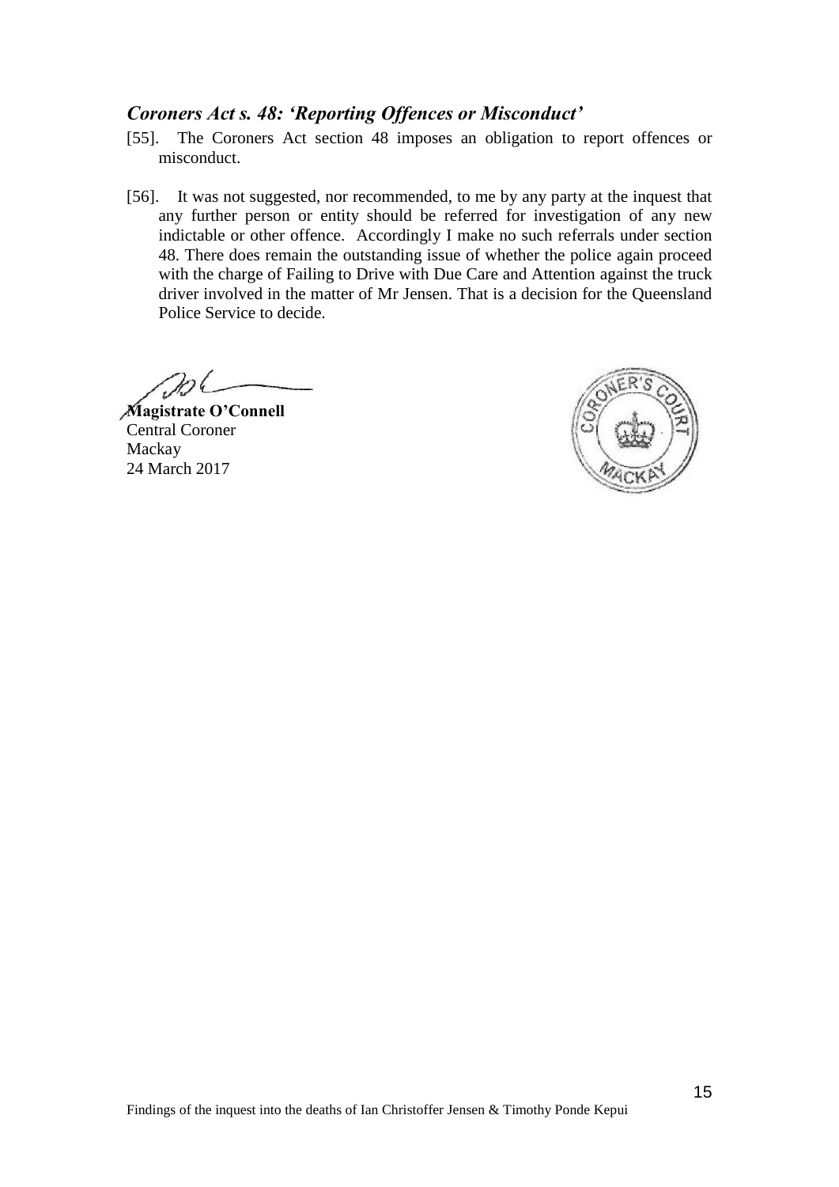### *Coroners Act s. 48: 'Reporting Offences or Misconduct'*

[55]. The Coroners Act section 48 imposes an obligation to report offences or misconduct.

[56]. It was not suggested, nor recommended, to me by any party at the inquest that any further person or entity should be referred for investigation of any new indictable or other offence. Accordingly I make no such referrals under section 48. There does remain the outstanding issue of whether the police again proceed with the charge of Failing to Drive with Due Care and Attention against the truck driver involved in the matter of Mr Jensen. That is a decision for the Queensland Police Service to decide.

**Magistrate O'Connell**
Central Coroner
Mackay
24 March 2017